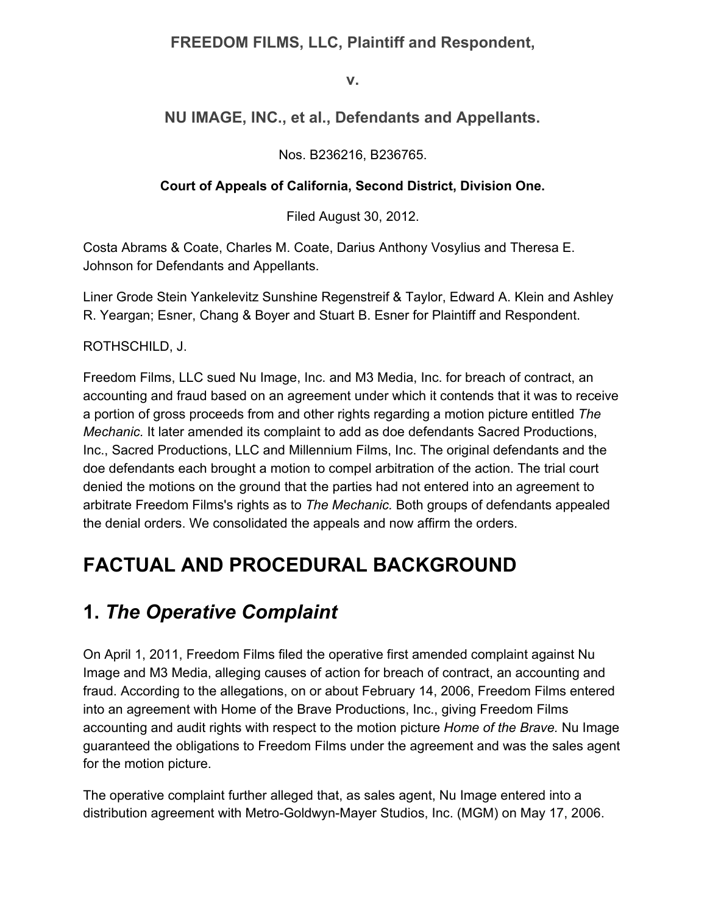**FREEDOM FILMS, LLC, Plaintiff and Respondent,**

**v.**

**NU IMAGE, INC., et al., Defendants and Appellants.**

Nos. B236216, B236765.

**Court of Appeals of California, Second District, Division One.**

Filed August 30, 2012.

Costa Abrams & Coate, Charles M. Coate, Darius Anthony Vosylius and Theresa E. Johnson for Defendants and Appellants.

Liner Grode Stein Yankelevitz Sunshine Regenstreif & Taylor, Edward A. Klein and Ashley R. Yeargan; Esner, Chang & Boyer and Stuart B. Esner for Plaintiff and Respondent.

ROTHSCHILD, J.

Freedom Films, LLC sued Nu Image, Inc. and M3 Media, Inc. for breach of contract, an accounting and fraud based on an agreement under which it contends that it was to receive a portion of gross proceeds from and other rights regarding a motion picture entitled *The Mechanic.* It later amended its complaint to add as doe defendants Sacred Productions, Inc., Sacred Productions, LLC and Millennium Films, Inc. The original defendants and the doe defendants each brought a motion to compel arbitration of the action. The trial court denied the motions on the ground that the parties had not entered into an agreement to arbitrate Freedom Films's rights as to *The Mechanic.* Both groups of defendants appealed the denial orders. We consolidated the appeals and now affirm the orders.

# FACTUAL AND PROCEDURAL BACKGROUND

## 1. *The Operative Complaint*

On April 1, 2011, Freedom Films filed the operative first amended complaint against Nu Image and M3 Media, alleging causes of action for breach of contract, an accounting and fraud. According to the allegations, on or about February 14, 2006, Freedom Films entered into an agreement with Home of the Brave Productions, Inc., giving Freedom Films accounting and audit rights with respect to the motion picture *Home of the Brave.* Nu Image guaranteed the obligations to Freedom Films under the agreement and was the sales agent for the motion picture.

The operative complaint further alleged that, as sales agent, Nu Image entered into a distribution agreement with Metro-Goldwyn-Mayer Studios, Inc. (MGM) on May 17, 2006.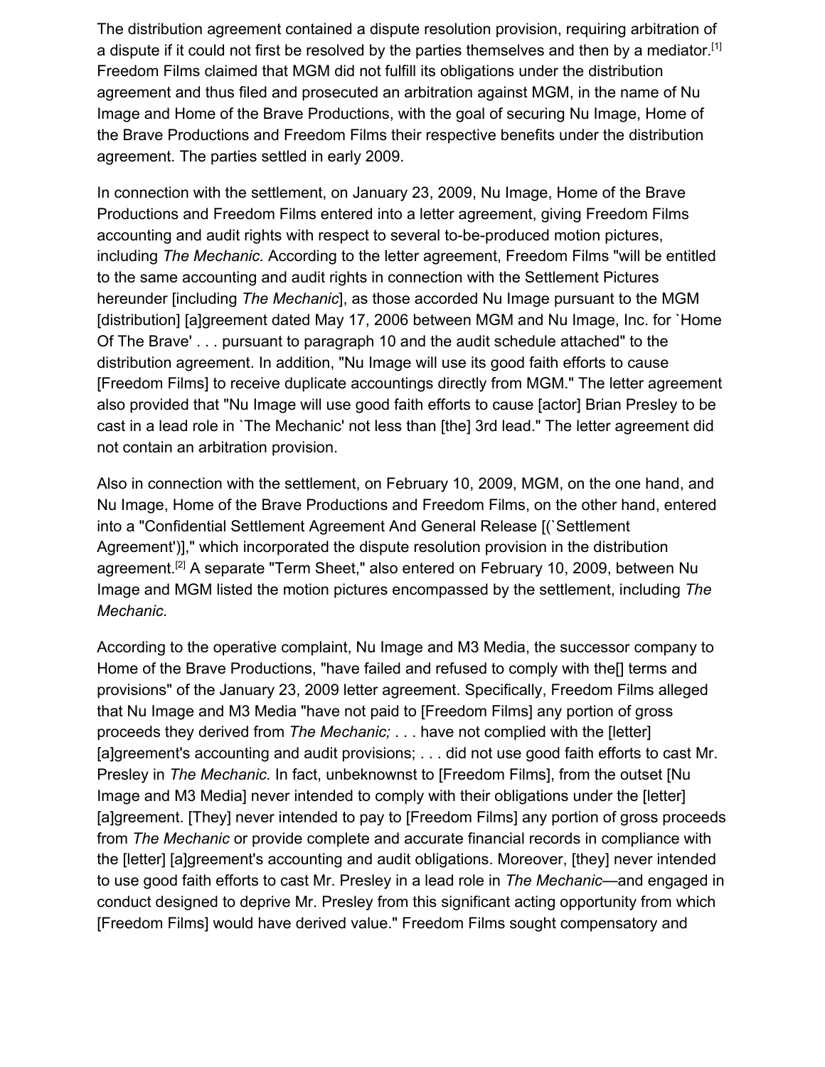The distribution agreement contained a dispute resolution provision, requiring arbitration of a dispute if it could not first be resolved by the parties themselves and then by a mediator.[1] Freedom Films claimed that MGM did not fulfill its obligations under the distribution agreement and thus filed and prosecuted an arbitration against MGM, in the name of Nu Image and Home of the Brave Productions, with the goal of securing Nu Image, Home of the Brave Productions and Freedom Films their respective benefits under the distribution agreement. The parties settled in early 2009.

In connection with the settlement, on January 23, 2009, Nu Image, Home of the Brave Productions and Freedom Films entered into a letter agreement, giving Freedom Films accounting and audit rights with respect to several to-be-produced motion pictures, including *The Mechanic.* According to the letter agreement, Freedom Films "will be entitled to the same accounting and audit rights in connection with the Settlement Pictures hereunder [including *The Mechanic*], as those accorded Nu Image pursuant to the MGM [distribution] [a]greement dated May 17, 2006 between MGM and Nu Image, Inc. for `Home Of The Brave' . . . pursuant to paragraph 10 and the audit schedule attached" to the distribution agreement. In addition, "Nu Image will use its good faith efforts to cause [Freedom Films] to receive duplicate accountings directly from MGM." The letter agreement also provided that "Nu Image will use good faith efforts to cause [actor] Brian Presley to be cast in a lead role in `The Mechanic' not less than [the] 3rd lead." The letter agreement did not contain an arbitration provision.

Also in connection with the settlement, on February 10, 2009, MGM, on the one hand, and Nu Image, Home of the Brave Productions and Freedom Films, on the other hand, entered into a "Confidential Settlement Agreement And General Release [(`Settlement Agreement')]," which incorporated the dispute resolution provision in the distribution agreement.[2] A separate "Term Sheet," also entered on February 10, 2009, between Nu Image and MGM listed the motion pictures encompassed by the settlement, including *The Mechanic.*

According to the operative complaint, Nu Image and M3 Media, the successor company to Home of the Brave Productions, "have failed and refused to comply with the[] terms and provisions" of the January 23, 2009 letter agreement. Specifically, Freedom Films alleged that Nu Image and M3 Media "have not paid to [Freedom Films] any portion of gross proceeds they derived from *The Mechanic;* . . . have not complied with the [letter] [a]greement's accounting and audit provisions; . . . did not use good faith efforts to cast Mr. Presley in *The Mechanic.* In fact, unbeknownst to [Freedom Films], from the outset [Nu Image and M3 Media] never intended to comply with their obligations under the [letter] [a]greement. [They] never intended to pay to [Freedom Films] any portion of gross proceeds from *The Mechanic* or provide complete and accurate financial records in compliance with the [letter] [a]greement's accounting and audit obligations. Moreover, [they] never intended to use good faith efforts to cast Mr. Presley in a lead role in *The Mechanic*—and engaged in conduct designed to deprive Mr. Presley from this significant acting opportunity from which [Freedom Films] would have derived value." Freedom Films sought compensatory and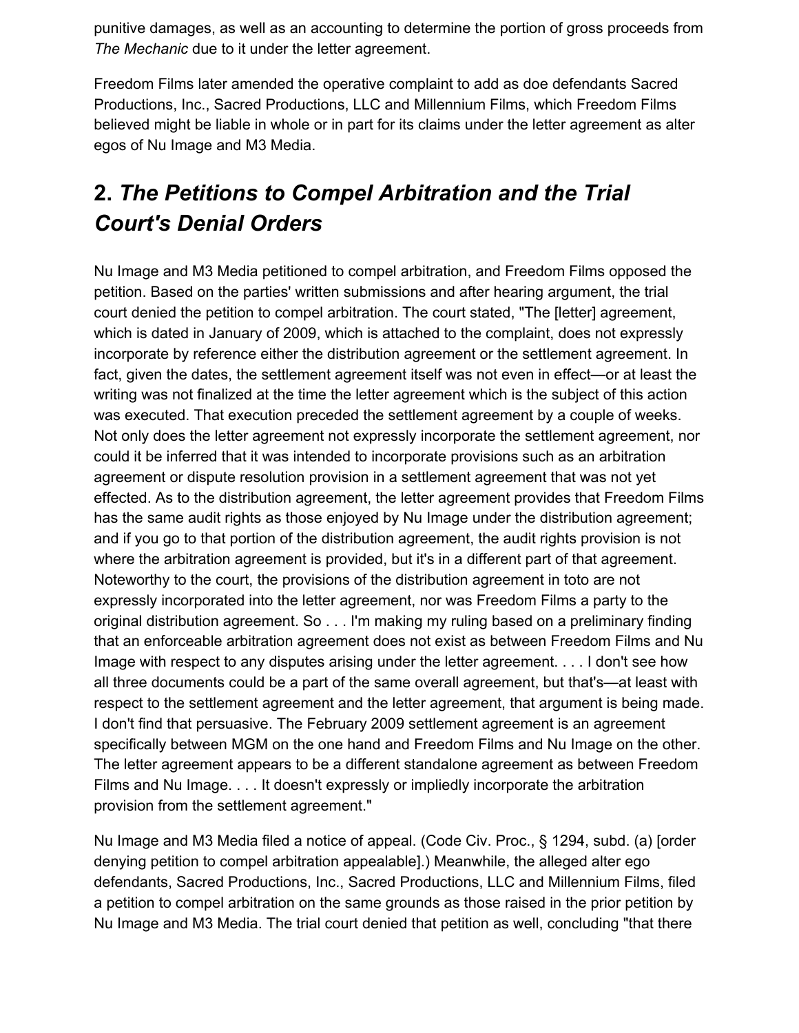punitive damages, as well as an accounting to determine the portion of gross proceeds from *The Mechanic* due to it under the letter agreement.

Freedom Films later amended the operative complaint to add as doe defendants Sacred Productions, Inc., Sacred Productions, LLC and Millennium Films, which Freedom Films believed might be liable in whole or in part for its claims under the letter agreement as alter egos of Nu Image and M3 Media.

## 2. *The Petitions to Compel Arbitration and the Trial Court's Denial Orders*

Nu Image and M3 Media petitioned to compel arbitration, and Freedom Films opposed the petition. Based on the parties' written submissions and after hearing argument, the trial court denied the petition to compel arbitration. The court stated, "The [letter] agreement, which is dated in January of 2009, which is attached to the complaint, does not expressly incorporate by reference either the distribution agreement or the settlement agreement. In fact, given the dates, the settlement agreement itself was not even in effect—or at least the writing was not finalized at the time the letter agreement which is the subject of this action was executed. That execution preceded the settlement agreement by a couple of weeks. Not only does the letter agreement not expressly incorporate the settlement agreement, nor could it be inferred that it was intended to incorporate provisions such as an arbitration agreement or dispute resolution provision in a settlement agreement that was not yet effected. As to the distribution agreement, the letter agreement provides that Freedom Films has the same audit rights as those enjoyed by Nu Image under the distribution agreement; and if you go to that portion of the distribution agreement, the audit rights provision is not where the arbitration agreement is provided, but it's in a different part of that agreement. Noteworthy to the court, the provisions of the distribution agreement in toto are not expressly incorporated into the letter agreement, nor was Freedom Films a party to the original distribution agreement. So . . . I'm making my ruling based on a preliminary finding that an enforceable arbitration agreement does not exist as between Freedom Films and Nu Image with respect to any disputes arising under the letter agreement. . . . I don't see how all three documents could be a part of the same overall agreement, but that's—at least with respect to the settlement agreement and the letter agreement, that argument is being made. I don't find that persuasive. The February 2009 settlement agreement is an agreement specifically between MGM on the one hand and Freedom Films and Nu Image on the other. The letter agreement appears to be a different standalone agreement as between Freedom Films and Nu Image. . . . It doesn't expressly or impliedly incorporate the arbitration provision from the settlement agreement."

Nu Image and M3 Media filed a notice of appeal. (Code Civ. Proc., § 1294, subd. (a) [order denying petition to compel arbitration appealable].) Meanwhile, the alleged alter ego defendants, Sacred Productions, Inc., Sacred Productions, LLC and Millennium Films, filed a petition to compel arbitration on the same grounds as those raised in the prior petition by Nu Image and M3 Media. The trial court denied that petition as well, concluding "that there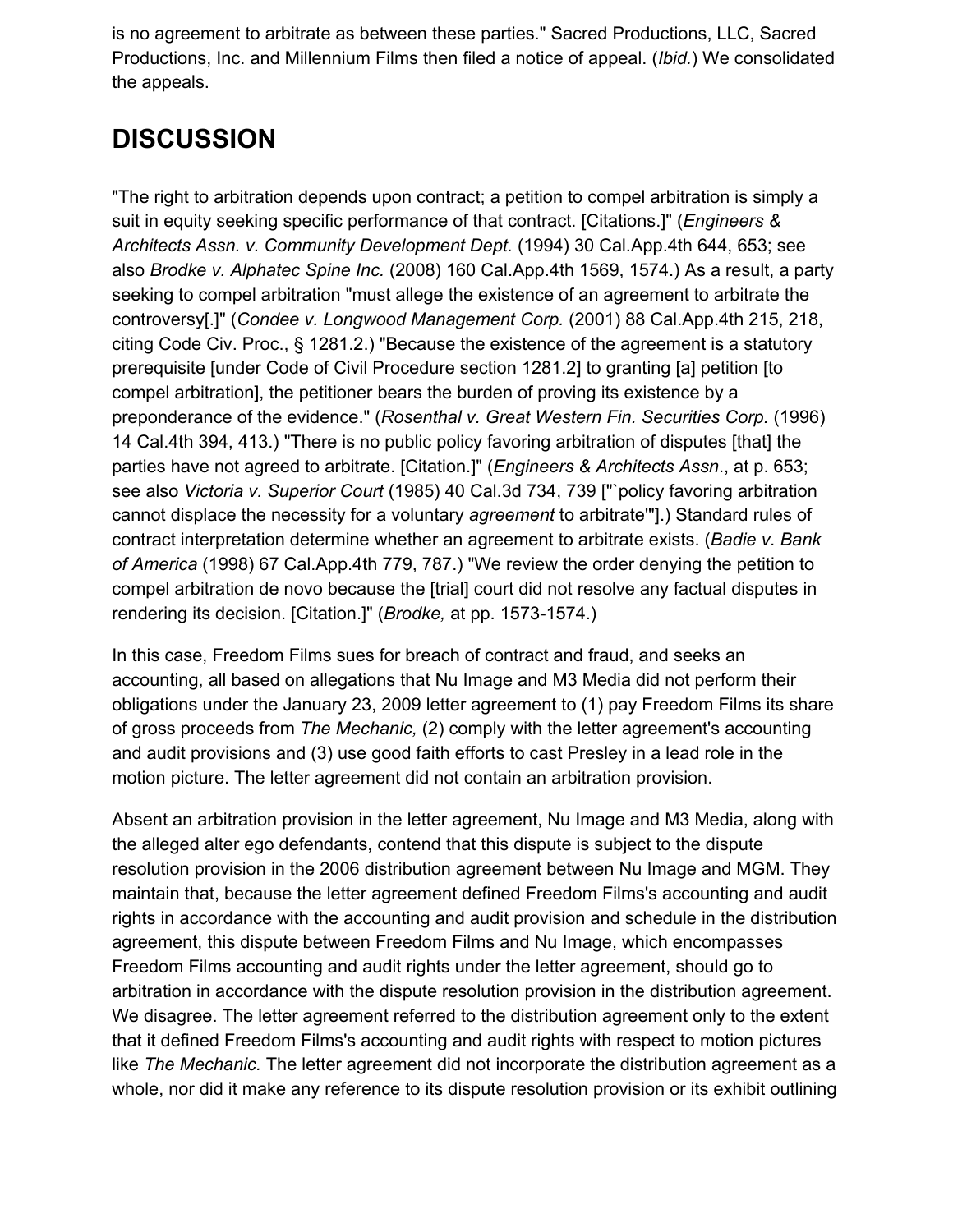is no agreement to arbitrate as between these parties." Sacred Productions, LLC, Sacred Productions, Inc. and Millennium Films then filed a notice of appeal. (*Ibid.*) We consolidated the appeals.

## DISCUSSION

"The right to arbitration depends upon contract; a petition to compel arbitration is simply a suit in equity seeking specific performance of that contract. [Citations.]" (*Engineers & Architects Assn. v. Community Development Dept.* (1994) 30 Cal.App.4th 644, 653; see also *Brodke v. Alphatec Spine Inc.* (2008) 160 Cal.App.4th 1569, 1574.) As a result, a party seeking to compel arbitration "must allege the existence of an agreement to arbitrate the controversy[.]" (*Condee v. Longwood Management Corp.* (2001) 88 Cal.App.4th 215, 218, citing Code Civ. Proc., § 1281.2.) "Because the existence of the agreement is a statutory prerequisite [under Code of Civil Procedure section 1281.2] to granting [a] petition [to compel arbitration], the petitioner bears the burden of proving its existence by a preponderance of the evidence." (*Rosenthal v. Great Western Fin. Securities Corp.* (1996) 14 Cal.4th 394, 413.) "There is no public policy favoring arbitration of disputes [that] the parties have not agreed to arbitrate. [Citation.]" (*Engineers & Architects Assn*., at p. 653; see also *Victoria v. Superior Court* (1985) 40 Cal.3d 734, 739 ["`policy favoring arbitration cannot displace the necessity for a voluntary *agreement* to arbitrate'"].) Standard rules of contract interpretation determine whether an agreement to arbitrate exists. (*Badie v. Bank of America* (1998) 67 Cal.App.4th 779, 787.) "We review the order denying the petition to compel arbitration de novo because the [trial] court did not resolve any factual disputes in rendering its decision. [Citation.]" (*Brodke,* at pp. 1573-1574.)

In this case, Freedom Films sues for breach of contract and fraud, and seeks an accounting, all based on allegations that Nu Image and M3 Media did not perform their obligations under the January 23, 2009 letter agreement to (1) pay Freedom Films its share of gross proceeds from *The Mechanic,* (2) comply with the letter agreement's accounting and audit provisions and (3) use good faith efforts to cast Presley in a lead role in the motion picture. The letter agreement did not contain an arbitration provision.

Absent an arbitration provision in the letter agreement, Nu Image and M3 Media, along with the alleged alter ego defendants, contend that this dispute is subject to the dispute resolution provision in the 2006 distribution agreement between Nu Image and MGM. They maintain that, because the letter agreement defined Freedom Films's accounting and audit rights in accordance with the accounting and audit provision and schedule in the distribution agreement, this dispute between Freedom Films and Nu Image, which encompasses Freedom Films accounting and audit rights under the letter agreement, should go to arbitration in accordance with the dispute resolution provision in the distribution agreement. We disagree. The letter agreement referred to the distribution agreement only to the extent that it defined Freedom Films's accounting and audit rights with respect to motion pictures like *The Mechanic.* The letter agreement did not incorporate the distribution agreement as a whole, nor did it make any reference to its dispute resolution provision or its exhibit outlining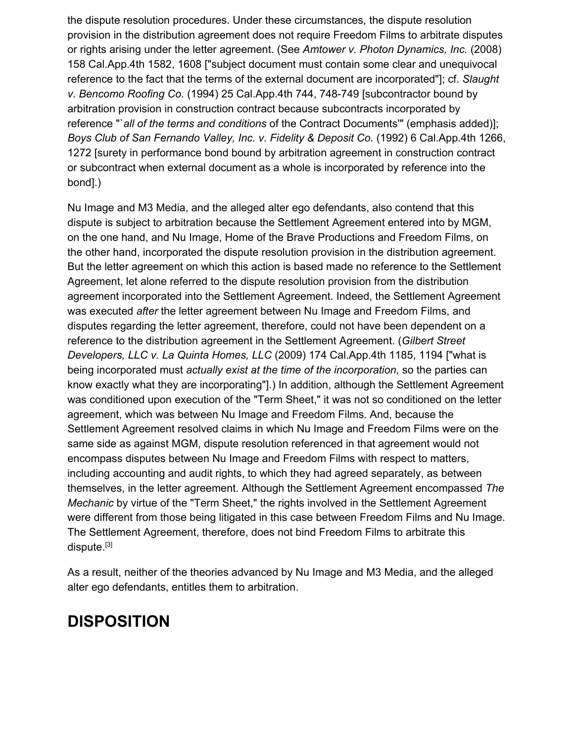the dispute resolution procedures. Under these circumstances, the dispute resolution provision in the distribution agreement does not require Freedom Films to arbitrate disputes or rights arising under the letter agreement. (See *Amtower v. Photon Dynamics, Inc.* (2008) 158 Cal.App.4th 1582, 1608 ["subject document must contain some clear and unequivocal reference to the fact that the terms of the external document are incorporated"]; cf. *Slaught v. Bencomo Roofing Co.* (1994) 25 Cal.App.4th 744, 748-749 [subcontractor bound by arbitration provision in construction contract because subcontracts incorporated by reference "`*all of the terms and conditions* of the Contract Documents'" (emphasis added)]; *Boys Club of San Fernando Valley, Inc. v. Fidelity & Deposit Co.* (1992) 6 Cal.App.4th 1266, 1272 [surety in performance bond bound by arbitration agreement in construction contract or subcontract when external document as a whole is incorporated by reference into the bond].)

Nu Image and M3 Media, and the alleged alter ego defendants, also contend that this dispute is subject to arbitration because the Settlement Agreement entered into by MGM, on the one hand, and Nu Image, Home of the Brave Productions and Freedom Films, on the other hand, incorporated the dispute resolution provision in the distribution agreement. But the letter agreement on which this action is based made no reference to the Settlement Agreement, let alone referred to the dispute resolution provision from the distribution agreement incorporated into the Settlement Agreement. Indeed, the Settlement Agreement was executed *after* the letter agreement between Nu Image and Freedom Films, and disputes regarding the letter agreement, therefore, could not have been dependent on a reference to the distribution agreement in the Settlement Agreement. (*Gilbert Street Developers, LLC v. La Quinta Homes, LLC* (2009) 174 Cal.App.4th 1185, 1194 ["what is being incorporated must *actually exist at the time of the incorporation,* so the parties can know exactly what they are incorporating"].) In addition, although the Settlement Agreement was conditioned upon execution of the "Term Sheet," it was not so conditioned on the letter agreement, which was between Nu Image and Freedom Films. And, because the Settlement Agreement resolved claims in which Nu Image and Freedom Films were on the same side as against MGM, dispute resolution referenced in that agreement would not encompass disputes between Nu Image and Freedom Films with respect to matters, including accounting and audit rights, to which they had agreed separately, as between themselves, in the letter agreement. Although the Settlement Agreement encompassed *The Mechanic* by virtue of the "Term Sheet," the rights involved in the Settlement Agreement were different from those being litigated in this case between Freedom Films and Nu Image. The Settlement Agreement, therefore, does not bind Freedom Films to arbitrate this dispute.[3]

As a result, neither of the theories advanced by Nu Image and M3 Media, and the alleged alter ego defendants, entitles them to arbitration.

## DISPOSITION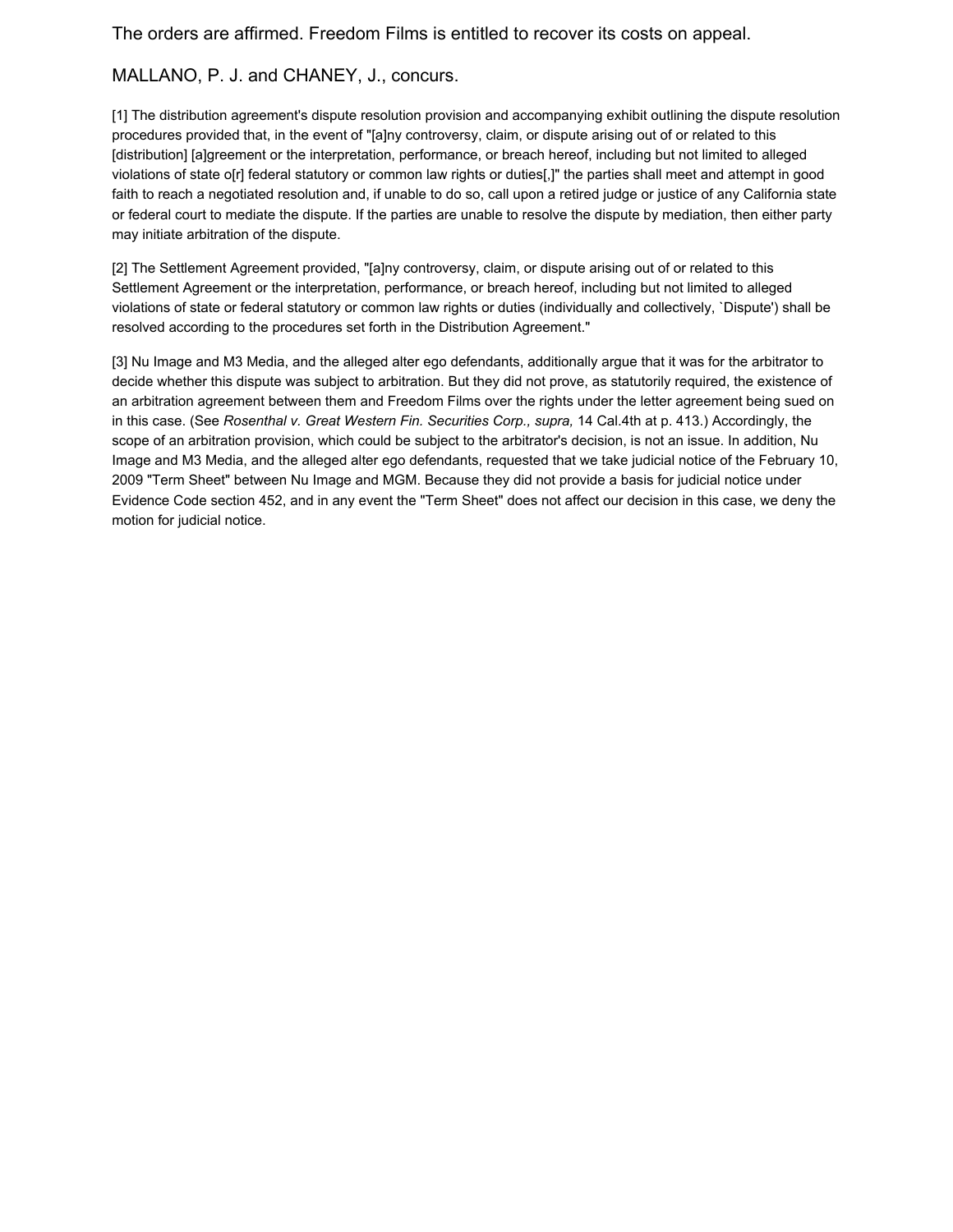The orders are affirmed. Freedom Films is entitled to recover its costs on appeal.

MALLANO, P. J. and CHANEY, J., concurs.

[1] The distribution agreement's dispute resolution provision and accompanying exhibit outlining the dispute resolution procedures provided that, in the event of "[a]ny controversy, claim, or dispute arising out of or related to this [distribution] [a]greement or the interpretation, performance, or breach hereof, including but not limited to alleged violations of state o[r] federal statutory or common law rights or duties[,]" the parties shall meet and attempt in good faith to reach a negotiated resolution and, if unable to do so, call upon a retired judge or justice of any California state or federal court to mediate the dispute. If the parties are unable to resolve the dispute by mediation, then either party may initiate arbitration of the dispute.

[2] The Settlement Agreement provided, "[a]ny controversy, claim, or dispute arising out of or related to this Settlement Agreement or the interpretation, performance, or breach hereof, including but not limited to alleged violations of state or federal statutory or common law rights or duties (individually and collectively, `Dispute') shall be resolved according to the procedures set forth in the Distribution Agreement."

[3] Nu Image and M3 Media, and the alleged alter ego defendants, additionally argue that it was for the arbitrator to decide whether this dispute was subject to arbitration. But they did not prove, as statutorily required, the existence of an arbitration agreement between them and Freedom Films over the rights under the letter agreement being sued on in this case. (See *Rosenthal v. Great Western Fin. Securities Corp., supra,* 14 Cal.4th at p. 413.) Accordingly, the scope of an arbitration provision, which could be subject to the arbitrator's decision, is not an issue. In addition, Nu Image and M3 Media, and the alleged alter ego defendants, requested that we take judicial notice of the February 10, 2009 "Term Sheet" between Nu Image and MGM. Because they did not provide a basis for judicial notice under Evidence Code section 452, and in any event the "Term Sheet" does not affect our decision in this case, we deny the motion for judicial notice.